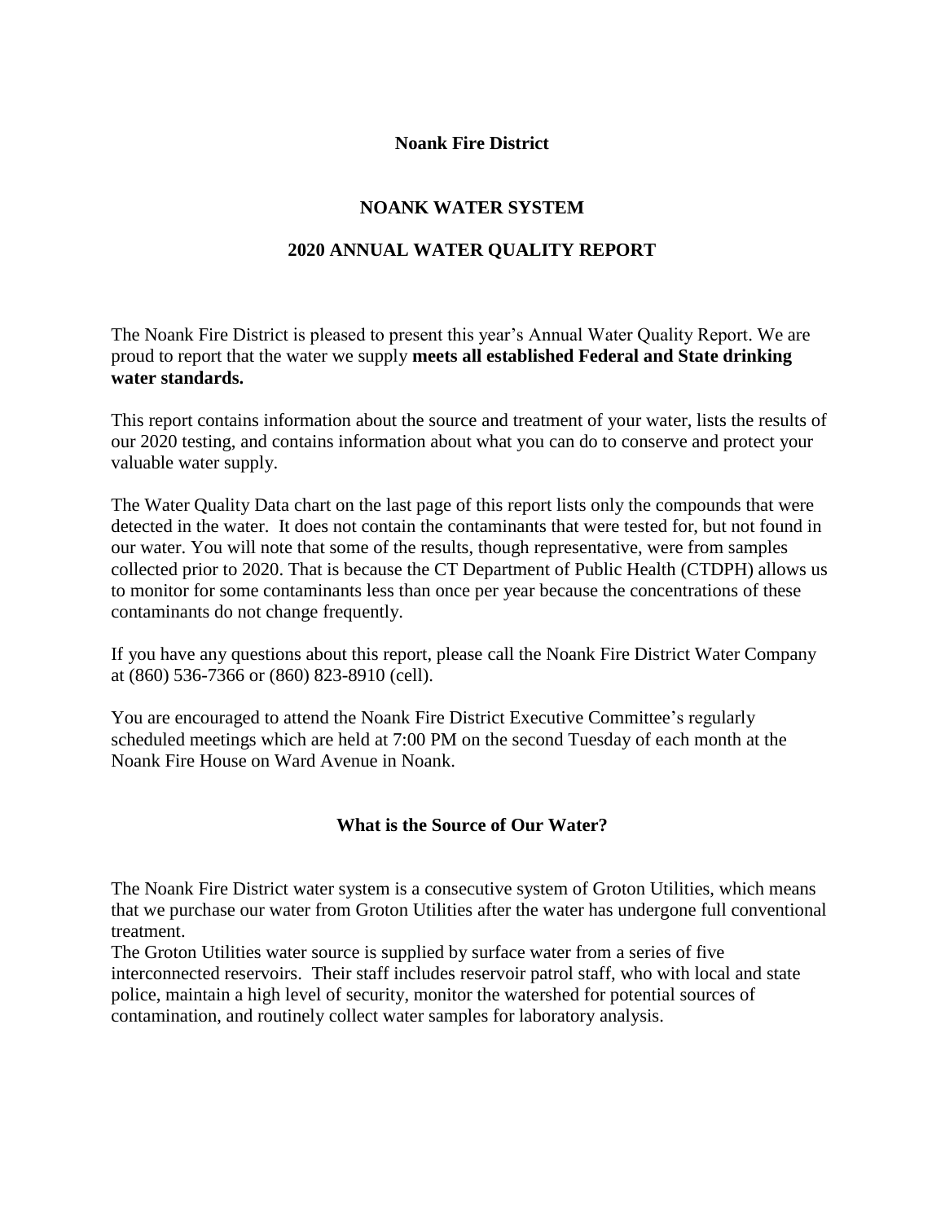**Noank Fire District**

# NOANK WATER SYSTEM

## 2020 ANNUAL WATER QUALITY REPORT

The Noank Fire District is pleased to present this year's Annual Water Quality Report. We are proud to report that the water we supply **meets all established Federal and State drinking water standards.**

This report contains information about the source and treatment of your water, lists the results of our 2020 testing, and contains information about what you can do to conserve and protect your valuable water supply.

The Water Quality Data chart on the last page of this report lists only the compounds that were detected in the water. It does not contain the contaminants that were tested for, but not found in our water. You will note that some of the results, though representative, were from samples collected prior to 2020. That is because the CT Department of Public Health (CTDPH) allows us to monitor for some contaminants less than once per year because the concentrations of these contaminants do not change frequently.

If you have any questions about this report, please call the Noank Fire District Water Company at (860) 536-7366 or (860) 823-8910 (cell).

You are encouraged to attend the Noank Fire District Executive Committee's regularly scheduled meetings which are held at 7:00 PM on the second Tuesday of each month at the Noank Fire House on Ward Avenue in Noank.

### What is the Source of Our Water?

The Noank Fire District water system is a consecutive system of Groton Utilities, which means that we purchase our water from Groton Utilities after the water has undergone full conventional treatment.

The Groton Utilities water source is supplied by surface water from a series of five interconnected reservoirs. Their staff includes reservoir patrol staff, who with local and state police, maintain a high level of security, monitor the watershed for potential sources of contamination, and routinely collect water samples for laboratory analysis.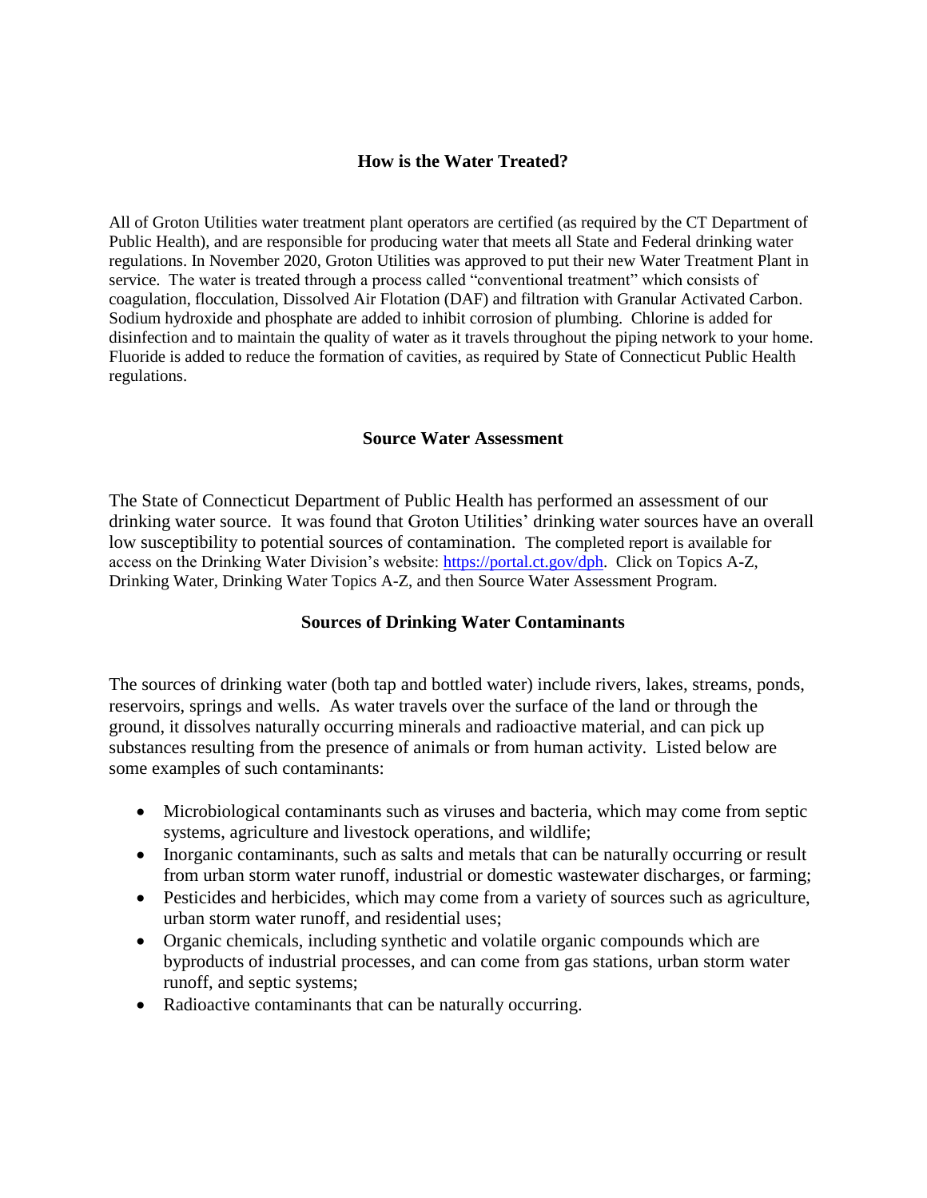## How is the Water Treated?

All of Groton Utilities water treatment plant operators are certified (as required by the CT Department of Public Health), and are responsible for producing water that meets all State and Federal drinking water regulations. In November 2020, Groton Utilities was approved to put their new Water Treatment Plant in service. The water is treated through a process called "conventional treatment" which consists of coagulation, flocculation, Dissolved Air Flotation (DAF) and filtration with Granular Activated Carbon. Sodium hydroxide and phosphate are added to inhibit corrosion of plumbing. Chlorine is added for disinfection and to maintain the quality of water as it travels throughout the piping network to your home. Fluoride is added to reduce the formation of cavities, as required by State of Connecticut Public Health regulations.

## Source Water Assessment

The State of Connecticut Department of Public Health has performed an assessment of our drinking water source. It was found that Groton Utilities' drinking water sources have an overall low susceptibility to potential sources of contamination. The completed report is available for access on the Drinking Water Division's website: https://portal.ct.gov/dph. Click on Topics A-Z, Drinking Water, Drinking Water Topics A-Z, and then Source Water Assessment Program.

## Sources of Drinking Water Contaminants

The sources of drinking water (both tap and bottled water) include rivers, lakes, streams, ponds, reservoirs, springs and wells. As water travels over the surface of the land or through the ground, it dissolves naturally occurring minerals and radioactive material, and can pick up substances resulting from the presence of animals or from human activity. Listed below are some examples of such contaminants:

- Microbiological contaminants such as viruses and bacteria, which may come from septic systems, agriculture and livestock operations, and wildlife;
- Inorganic contaminants, such as salts and metals that can be naturally occurring or result from urban storm water runoff, industrial or domestic wastewater discharges, or farming;
- Pesticides and herbicides, which may come from a variety of sources such as agriculture, urban storm water runoff, and residential uses;
- Organic chemicals, including synthetic and volatile organic compounds which are byproducts of industrial processes, and can come from gas stations, urban storm water runoff, and septic systems;
- Radioactive contaminants that can be naturally occurring.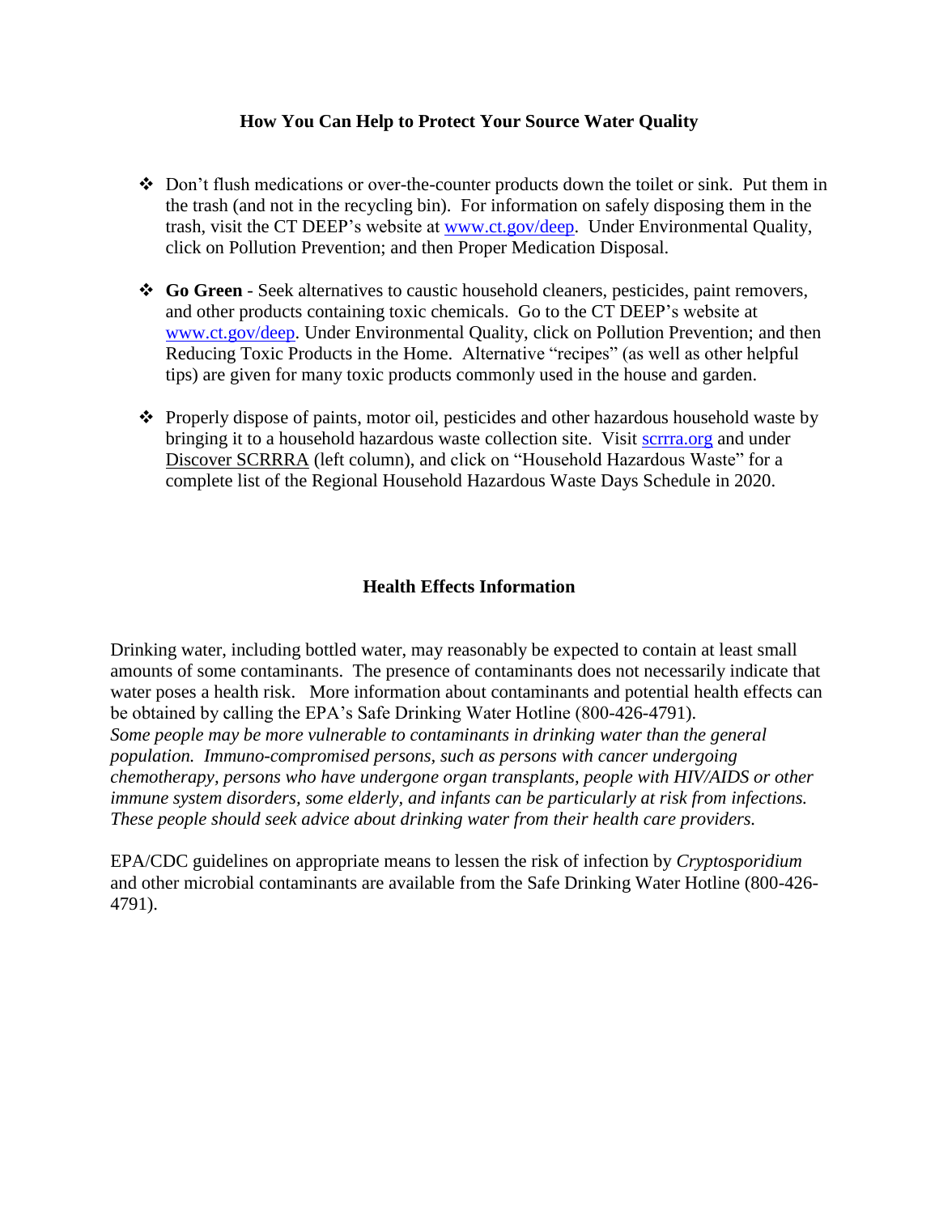## How You Can Help to Protect Your Source Water Quality

- Don't flush medications or over-the-counter products down the toilet or sink. Put them in the trash (and not in the recycling bin). For information on safely disposing them in the trash, visit the CT DEEP's website at www.ct.gov/deep. Under Environmental Quality, click on Pollution Prevention; and then Proper Medication Disposal.

- **Go Green** - Seek alternatives to caustic household cleaners, pesticides, paint removers, and other products containing toxic chemicals. Go to the CT DEEP's website at www.ct.gov/deep. Under Environmental Quality, click on Pollution Prevention; and then Reducing Toxic Products in the Home. Alternative "recipes" (as well as other helpful tips) are given for many toxic products commonly used in the house and garden.

- Properly dispose of paints, motor oil, pesticides and other hazardous household waste by bringing it to a household hazardous waste collection site. Visit scrrra.org and under Discover SCRRRA (left column), and click on "Household Hazardous Waste" for a complete list of the Regional Household Hazardous Waste Days Schedule in 2020.

## Health Effects Information

Drinking water, including bottled water, may reasonably be expected to contain at least small amounts of some contaminants. The presence of contaminants does not necessarily indicate that water poses a health risk. More information about contaminants and potential health effects can be obtained by calling the EPA's Safe Drinking Water Hotline (800-426-4791).
*Some people may be more vulnerable to contaminants in drinking water than the general population. Immuno-compromised persons, such as persons with cancer undergoing chemotherapy, persons who have undergone organ transplants, people with HIV/AIDS or other immune system disorders, some elderly, and infants can be particularly at risk from infections. These people should seek advice about drinking water from their health care providers.*

EPA/CDC guidelines on appropriate means to lessen the risk of infection by *Cryptosporidium* and other microbial contaminants are available from the Safe Drinking Water Hotline (800-426-4791).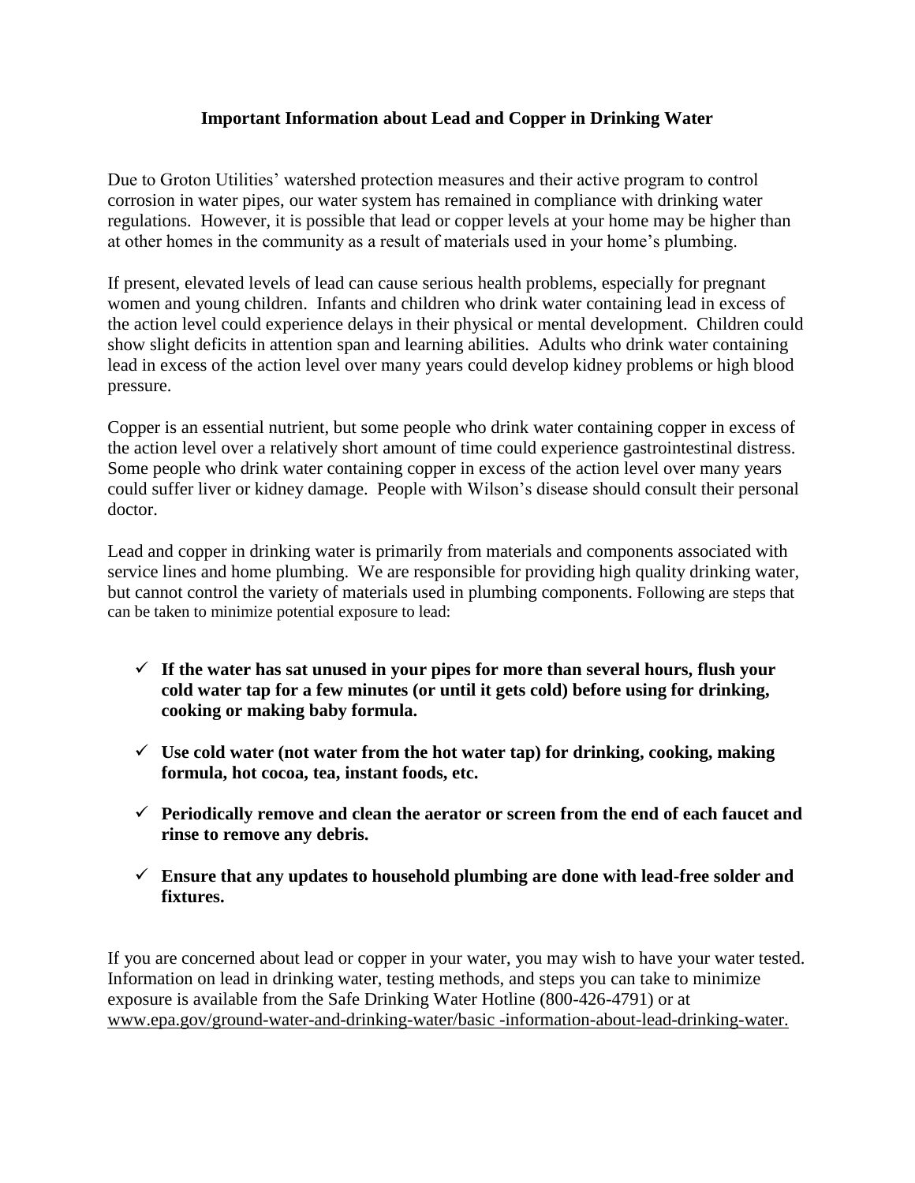# Important Information about Lead and Copper in Drinking Water

Due to Groton Utilities' watershed protection measures and their active program to control corrosion in water pipes, our water system has remained in compliance with drinking water regulations. However, it is possible that lead or copper levels at your home may be higher than at other homes in the community as a result of materials used in your home's plumbing.

If present, elevated levels of lead can cause serious health problems, especially for pregnant women and young children. Infants and children who drink water containing lead in excess of the action level could experience delays in their physical or mental development. Children could show slight deficits in attention span and learning abilities. Adults who drink water containing lead in excess of the action level over many years could develop kidney problems or high blood pressure.

Copper is an essential nutrient, but some people who drink water containing copper in excess of the action level over a relatively short amount of time could experience gastrointestinal distress. Some people who drink water containing copper in excess of the action level over many years could suffer liver or kidney damage. People with Wilson's disease should consult their personal doctor.

Lead and copper in drinking water is primarily from materials and components associated with service lines and home plumbing. We are responsible for providing high quality drinking water, but cannot control the variety of materials used in plumbing components. Following are steps that can be taken to minimize potential exposure to lead:

- ✓ **If the water has sat unused in your pipes for more than several hours, flush your cold water tap for a few minutes (or until it gets cold) before using for drinking, cooking or making baby formula.**
- ✓ **Use cold water (not water from the hot water tap) for drinking, cooking, making formula, hot cocoa, tea, instant foods, etc.**
- ✓ **Periodically remove and clean the aerator or screen from the end of each faucet and rinse to remove any debris.**
- ✓ **Ensure that any updates to household plumbing are done with lead-free solder and fixtures.**

If you are concerned about lead or copper in your water, you may wish to have your water tested. Information on lead in drinking water, testing methods, and steps you can take to minimize exposure is available from the Safe Drinking Water Hotline (800-426-4791) or at www.epa.gov/ground-water-and-drinking-water/basic -information-about-lead-drinking-water.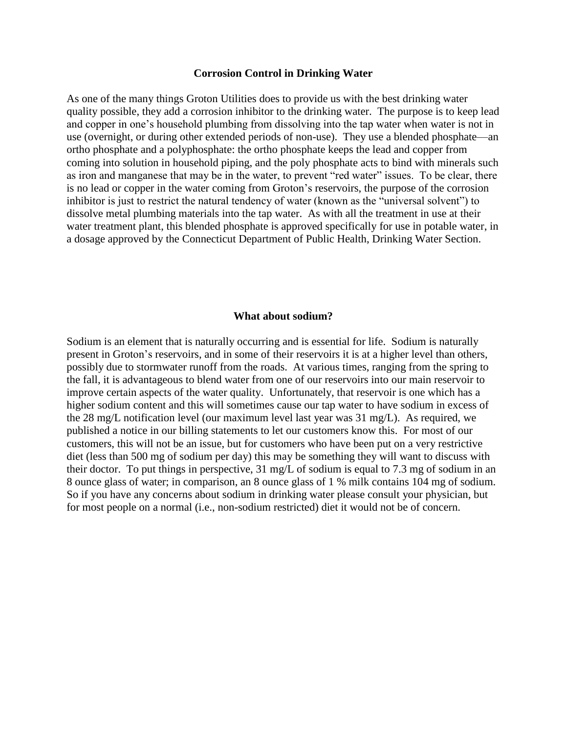## Corrosion Control in Drinking Water

As one of the many things Groton Utilities does to provide us with the best drinking water quality possible, they add a corrosion inhibitor to the drinking water. The purpose is to keep lead and copper in one's household plumbing from dissolving into the tap water when water is not in use (overnight, or during other extended periods of non-use). They use a blended phosphate—an ortho phosphate and a polyphosphate: the ortho phosphate keeps the lead and copper from coming into solution in household piping, and the poly phosphate acts to bind with minerals such as iron and manganese that may be in the water, to prevent "red water" issues. To be clear, there is no lead or copper in the water coming from Groton's reservoirs, the purpose of the corrosion inhibitor is just to restrict the natural tendency of water (known as the "universal solvent") to dissolve metal plumbing materials into the tap water. As with all the treatment in use at their water treatment plant, this blended phosphate is approved specifically for use in potable water, in a dosage approved by the Connecticut Department of Public Health, Drinking Water Section.

## What about sodium?

Sodium is an element that is naturally occurring and is essential for life. Sodium is naturally present in Groton's reservoirs, and in some of their reservoirs it is at a higher level than others, possibly due to stormwater runoff from the roads. At various times, ranging from the spring to the fall, it is advantageous to blend water from one of our reservoirs into our main reservoir to improve certain aspects of the water quality. Unfortunately, that reservoir is one which has a higher sodium content and this will sometimes cause our tap water to have sodium in excess of the 28 mg/L notification level (our maximum level last year was 31 mg/L). As required, we published a notice in our billing statements to let our customers know this. For most of our customers, this will not be an issue, but for customers who have been put on a very restrictive diet (less than 500 mg of sodium per day) this may be something they will want to discuss with their doctor. To put things in perspective, 31 mg/L of sodium is equal to 7.3 mg of sodium in an 8 ounce glass of water; in comparison, an 8 ounce glass of 1 % milk contains 104 mg of sodium. So if you have any concerns about sodium in drinking water please consult your physician, but for most people on a normal (i.e., non-sodium restricted) diet it would not be of concern.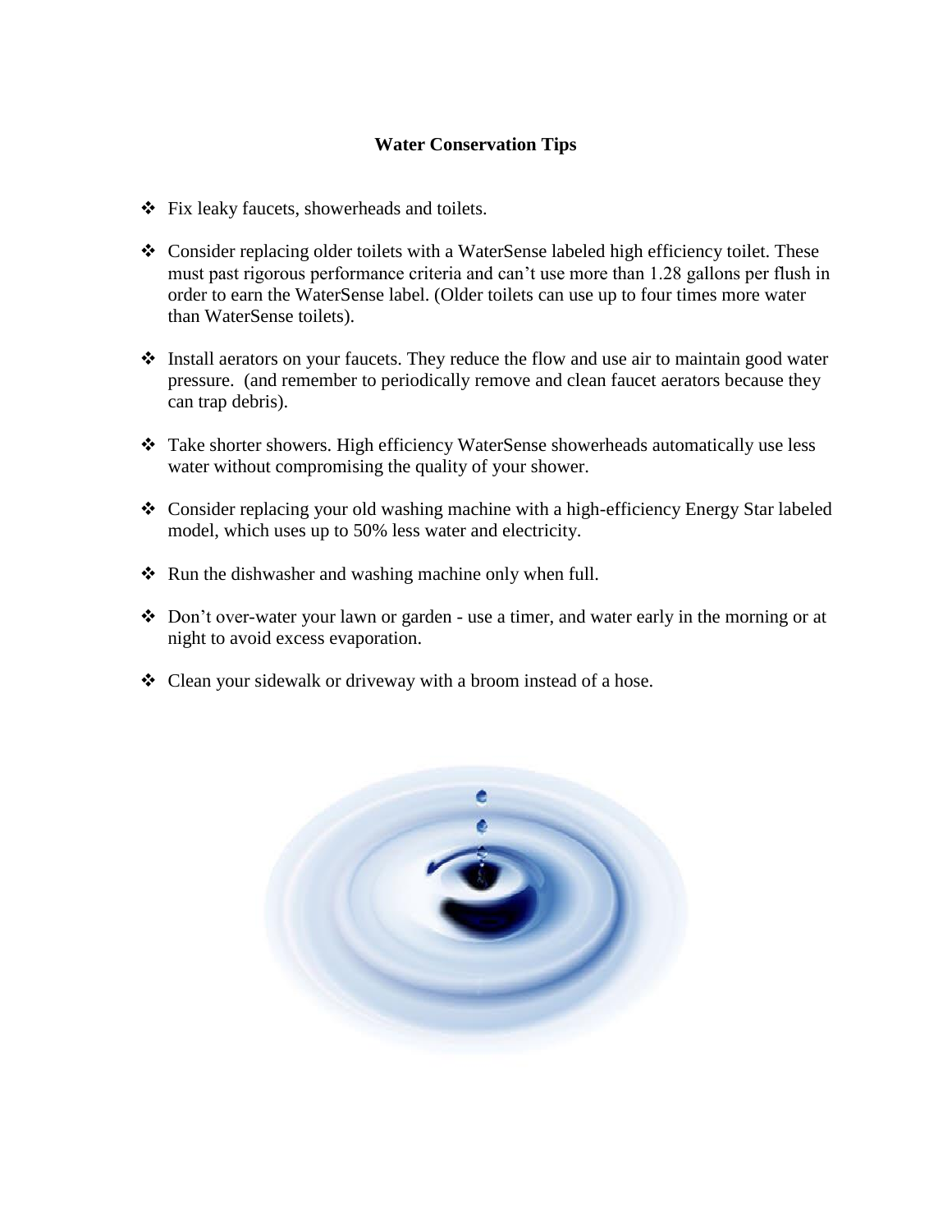## Water Conservation Tips

- Fix leaky faucets, showerheads and toilets.
- Consider replacing older toilets with a WaterSense labeled high efficiency toilet. These must past rigorous performance criteria and can't use more than 1.28 gallons per flush in order to earn the WaterSense label. (Older toilets can use up to four times more water than WaterSense toilets).
- Install aerators on your faucets. They reduce the flow and use air to maintain good water pressure. (and remember to periodically remove and clean faucet aerators because they can trap debris).
- Take shorter showers. High efficiency WaterSense showerheads automatically use less water without compromising the quality of your shower.
- Consider replacing your old washing machine with a high-efficiency Energy Star labeled model, which uses up to 50% less water and electricity.
- Run the dishwasher and washing machine only when full.
- Don't over-water your lawn or garden - use a timer, and water early in the morning or at night to avoid excess evaporation.
- Clean your sidewalk or driveway with a broom instead of a hose.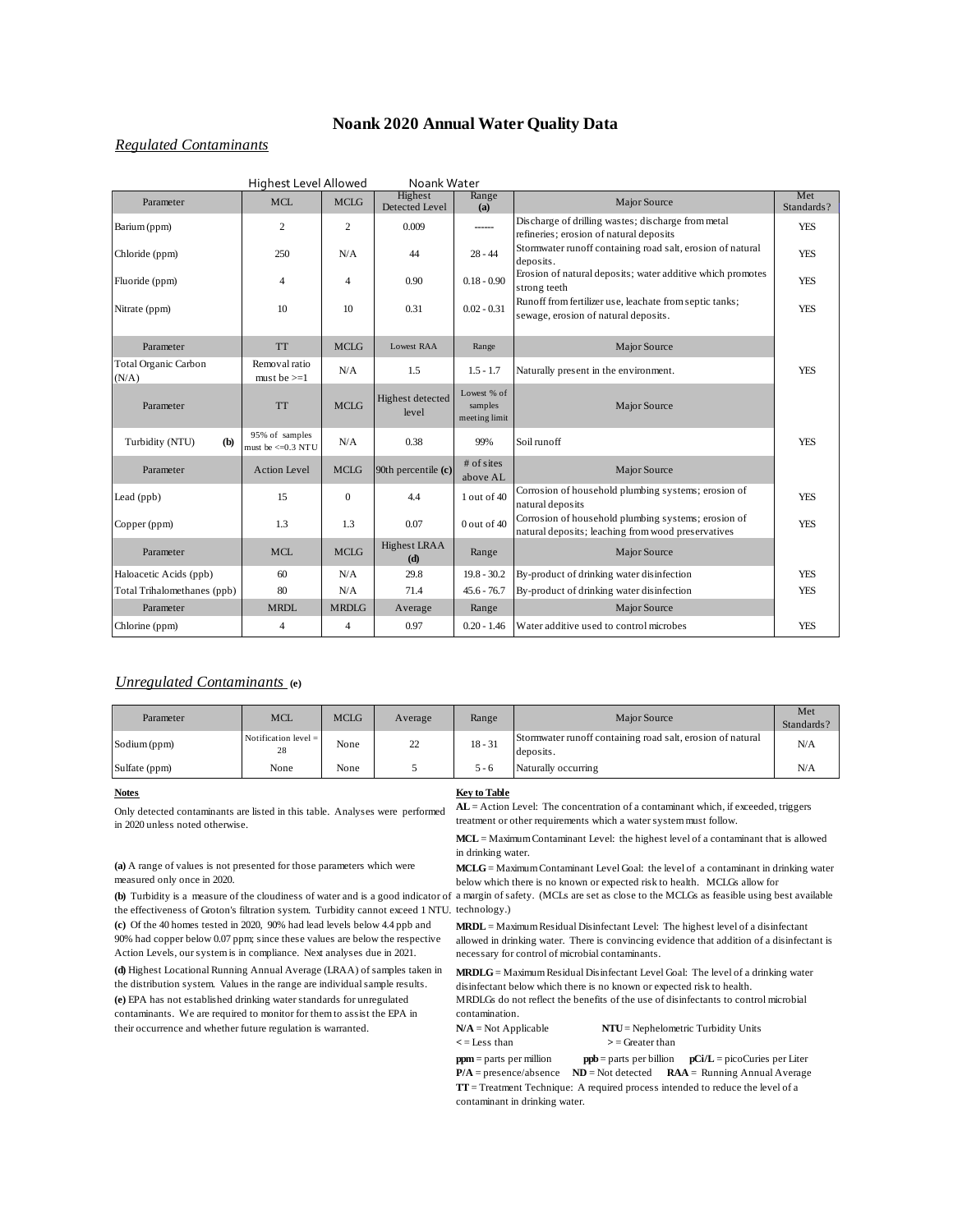# Noank 2020 Annual Water Quality Data

## *Regulated Contaminants*

| | Highest Level Allowed | | Noank Water | | | |
|---|---|---|---|---|---|---|
| Parameter | MCL | MCLG | Highest Detected Level | Range **(a)** | Major Source | Met Standards? |
| Barium (ppm) | 2 | 2 | 0.009 | ------ | Discharge of drilling wastes; discharge from metal refineries; erosion of natural deposits | YES |
| Chloride (ppm) | 250 | N/A | 44 | 28 - 44 | Stormwater runoff containing road salt, erosion of natural deposits. | YES |
| Fluoride (ppm) | 4 | 4 | 0.90 | 0.18 - 0.90 | Erosion of natural deposits; water additive which promotes strong teeth | YES |
| Nitrate (ppm) | 10 | 10 | 0.31 | 0.02 - 0.31 | Runoff from fertilizer use, leachate from septic tanks; sewage, erosion of natural deposits. | YES |
| Parameter | TT | MCLG | Lowest RAA | Range | Major Source | |
| Total Organic Carbon (N/A) | Removal ratio must be >=1 | N/A | 1.5 | 1.5 - 1.7 | Naturally present in the environment. | YES |
| Parameter | TT | MCLG | Highest detected level | Lowest % of samples meeting limit | Major Source | |
| Turbidity (NTU) **(b)** | 95% of samples must be <=0.3 NTU | N/A | 0.38 | 99% | Soil runoff | YES |
| Parameter | Action Level | MCLG | 90th percentile **(c)** | # of sites above AL | Major Source | |
| Lead (ppb) | 15 | 0 | 4.4 | 1 out of 40 | Corrosion of household plumbing systems; erosion of natural deposits | YES |
| Copper (ppm) | 1.3 | 1.3 | 0.07 | 0 out of 40 | Corrosion of household plumbing systems; erosion of natural deposits; leaching from wood preservatives | YES |
| Parameter | MCL | MCLG | Highest LRAA **(d)** | Range | Major Source | |
| Haloacetic Acids (ppb) | 60 | N/A | 29.8 | 19.8 - 30.2 | By-product of drinking water disinfection | YES |
| Total Trihalomethanes (ppb) | 80 | N/A | 71.4 | 45.6 - 76.7 | By-product of drinking water disinfection | YES |
| Parameter | MRDL | MRDLG | Average | Range | Major Source | |
| Chlorine (ppm) | 4 | 4 | 0.97 | 0.20 - 1.46 | Water additive used to control microbes | YES |

## *Unregulated Contaminants* (e)

| Parameter | MCL | MCLG | Average | Range | Major Source | Met Standards? |
|---|---|---|---|---|---|---|
| Sodium (ppm) | Notification level = 28 | None | 22 | 18 - 31 | Stormwater runoff containing road salt, erosion of natural deposits. | N/A |
| Sulfate (ppm) | None | None | 5 | 5 - 6 | Naturally occurring | N/A |

**Notes**

Only detected contaminants are listed in this table. Analyses were performed in 2020 unless noted otherwise.

**(a)** A range of values is not presented for those parameters which were measured only once in 2020.

**(b)** Turbidity is a measure of the cloudiness of water and is a good indicator of the effectiveness of Groton's filtration system. Turbidity cannot exceed 1 NTU.

**(c)** Of the 40 homes tested in 2020, 90% had lead levels below 4.4 ppb and 90% had copper below 0.07 ppm; since these values are below the respective Action Levels, our system is in compliance. Next analyses due in 2021.

**(d)** Highest Locational Running Annual Average (LRAA) of samples taken in the distribution system. Values in the range are individual sample results.

**(e)** EPA has not established drinking water standards for unregulated contaminants. We are required to monitor for them to assist the EPA in their occurrence and whether future regulation is warranted.

**Key to Table**

**AL** = Action Level: The concentration of a contaminant which, if exceeded, triggers treatment or other requirements which a water system must follow.

**MCL** = Maximum Contaminant Level: the highest level of a contaminant that is allowed in drinking water.

**MCLG** = Maximum Contaminant Level Goal: the level of a contaminant in drinking water below which there is no known or expected risk to health. MCLGs allow for a margin of safety. (MCLs are set as close to the MCLGs as feasible using best available technology.)

**MRDL** = Maximum Residual Disinfectant Level: The highest level of a disinfectant allowed in drinking water. There is convincing evidence that addition of a disinfectant is necessary for control of microbial contaminants.

**MRDLG** = Maximum Residual Disinfectant Level Goal: The level of a drinking water disinfectant below which there is no known or expected risk to health. MRDLGs do not reflect the benefits of the use of disinfectants to control microbial contamination.

**N/A** = Not Applicable　　**NTU** = Nephelometric Turbidity Units

**<** = Less than　　**>** = Greater than

**ppm** = parts per million　　**ppb** = parts per billion　　**pCi/L** = picoCuries per Liter

**P/A** = presence/absence　　**ND** = Not detected　　**RAA** = Running Annual Average

**TT** = Treatment Technique: A required process intended to reduce the level of a contaminant in drinking water.